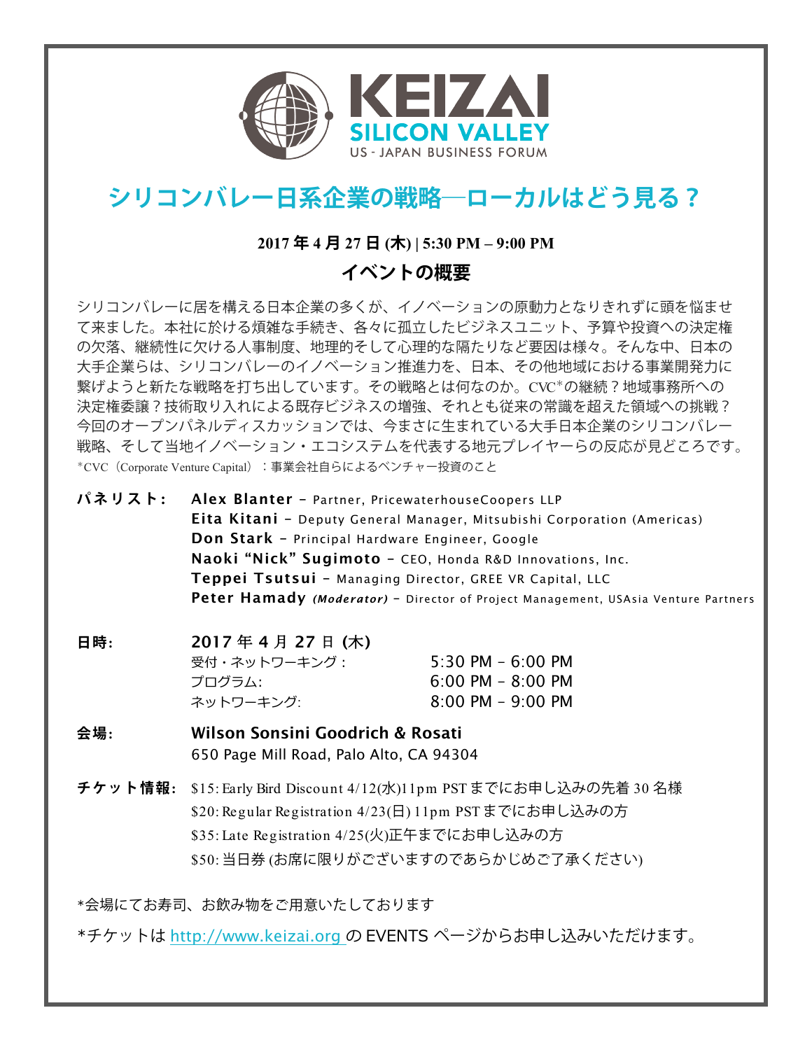KEIZAI SILICON VALLEY
US - JAPAN BUSINESS FORUM

# シリコンバレー日系企業の戦略—ローカルはどう見る？

**2017 年 4 月 27 日 (木) | 5:30 PM – 9:00 PM**

## イベントの概要

シリコンバレーに居を構える日本企業の多くが、イノベーションの原動力となりきれずに頭を悩ませて来ました。本社に於ける煩雑な手続き、各々に孤立したビジネスユニット、予算や投資への決定権の欠落、継続性に欠ける人事制度、地理的そして心理的な隔たりなど要因は様々。そんな中、日本の大手企業らは、シリコンバレーのイノベーション推進力を、日本、その他地域における事業開発力に繋げようと新たな戦略を打ち出しています。その戦略とは何なのか。CVC*の継続？地域事務所への決定権委譲？技術取り入れによる既存ビジネスの増強、それとも従来の常識を超えた領域への挑戦？今回のオープンパネルディスカッションでは、今まさに生まれている大手日本企業のシリコンバレー戦略、そして当地イノベーション・エコシステムを代表する地元プレイヤーらの反応が見どころです。

*CVC（Corporate Venture Capital）：事業会社自らによるベンチャー投資のこと

**パネリスト:**

- **Alex Blanter** – Partner, PricewaterhouseCoopers LLP
- **Eita Kitani** – Deputy General Manager, Mitsubishi Corporation (Americas)
- **Don Stark** – Principal Hardware Engineer, Google
- **Naoki "Nick" Sugimoto** – CEO, Honda R&D Innovations, Inc.
- **Teppei Tsutsui** – Managing Director, GREE VR Capital, LLC
- **Peter Hamady** ***(Moderator)*** – Director of Project Management, USAsia Venture Partners

**日時:** **2017 年 4 月 27 日 (木)**

| | |
|---|---|
| 受付・ネットワーキング： | 5:30 PM – 6:00 PM |
| プログラム: | 6:00 PM – 8:00 PM |
| ネットワーキング: | 8:00 PM – 9:00 PM |

**会場:** **Wilson Sonsini Goodrich & Rosati**
650 Page Mill Road, Palo Alto, CA 94304

**チケット情報:**

- $15: Early Bird Discount 4/12(水)11pm PST までにお申し込みの先着 30 名様
- $20: Regular Registration 4/23(日) 11pm PST までにお申し込みの方
- $35: Late Registration 4/25(火)正午までにお申し込みの方
- $50: 当日券 (お席に限りがございますのであらかじめご了承ください)

*会場にてお寿司、お飲み物をご用意いたしております

*チケットは http://www.keizai.org の EVENTS ページからお申し込みいただけます。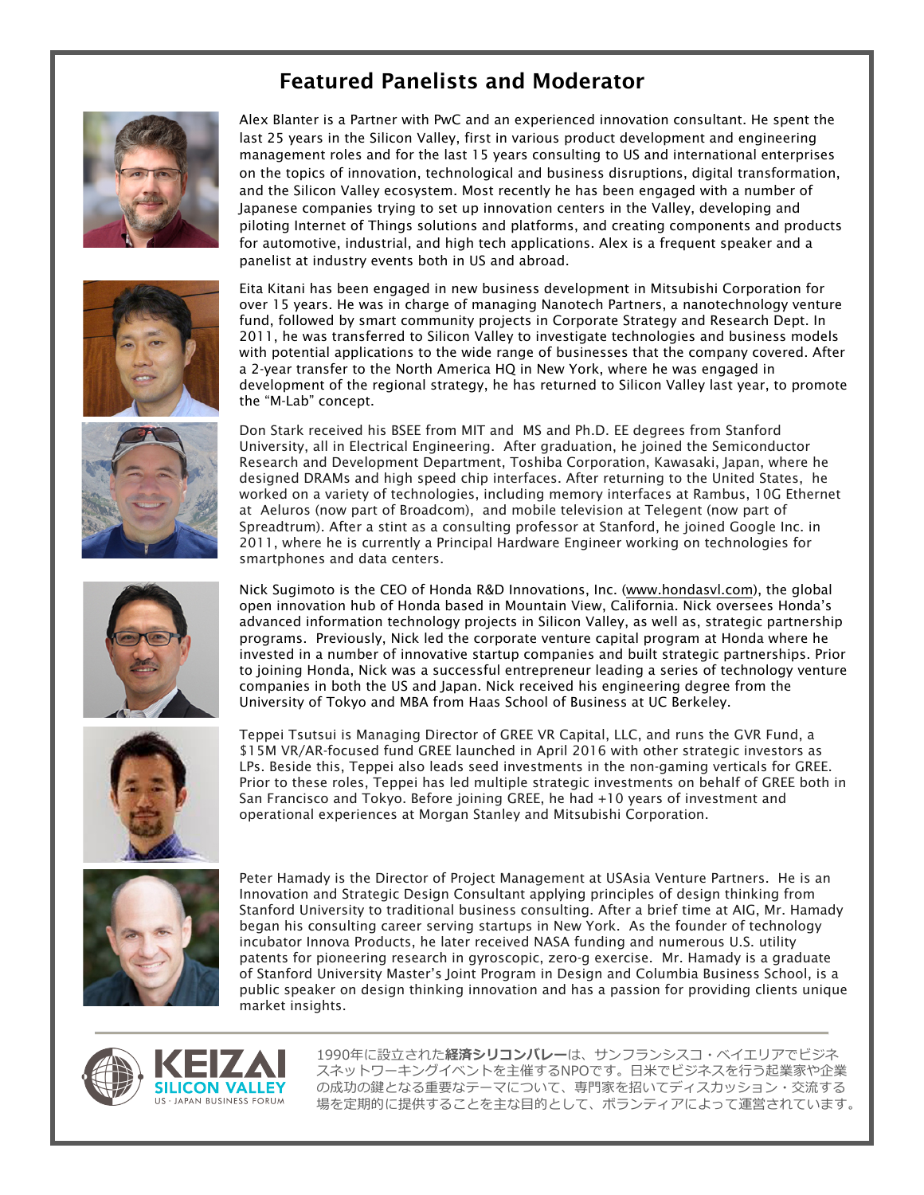## Featured Panelists and Moderator

Alex Blanter is a Partner with PwC and an experienced innovation consultant. He spent the last 25 years in the Silicon Valley, first in various product development and engineering management roles and for the last 15 years consulting to US and international enterprises on the topics of innovation, technological and business disruptions, digital transformation, and the Silicon Valley ecosystem. Most recently he has been engaged with a number of Japanese companies trying to set up innovation centers in the Valley, developing and piloting Internet of Things solutions and platforms, and creating components and products for automotive, industrial, and high tech applications. Alex is a frequent speaker and a panelist at industry events both in US and abroad.

Eita Kitani has been engaged in new business development in Mitsubishi Corporation for over 15 years. He was in charge of managing Nanotech Partners, a nanotechnology venture fund, followed by smart community projects in Corporate Strategy and Research Dept. In 2011, he was transferred to Silicon Valley to investigate technologies and business models with potential applications to the wide range of businesses that the company covered. After a 2-year transfer to the North America HQ in New York, where he was engaged in development of the regional strategy, he has returned to Silicon Valley last year, to promote the “M-Lab” concept.

Don Stark received his BSEE from MIT and MS and Ph.D. EE degrees from Stanford University, all in Electrical Engineering. After graduation, he joined the Semiconductor Research and Development Department, Toshiba Corporation, Kawasaki, Japan, where he designed DRAMs and high speed chip interfaces. After returning to the United States, he worked on a variety of technologies, including memory interfaces at Rambus, 10G Ethernet at Aeluros (now part of Broadcom), and mobile television at Telegent (now part of Spreadtrum). After a stint as a consulting professor at Stanford, he joined Google Inc. in 2011, where he is currently a Principal Hardware Engineer working on technologies for smartphones and data centers.

Nick Sugimoto is the CEO of Honda R&D Innovations, Inc. (www.hondasvl.com), the global open innovation hub of Honda based in Mountain View, California. Nick oversees Honda’s advanced information technology projects in Silicon Valley, as well as, strategic partnership programs. Previously, Nick led the corporate venture capital program at Honda where he invested in a number of innovative startup companies and built strategic partnerships. Prior to joining Honda, Nick was a successful entrepreneur leading a series of technology venture companies in both the US and Japan. Nick received his engineering degree from the University of Tokyo and MBA from Haas School of Business at UC Berkeley.

Teppei Tsutsui is Managing Director of GREE VR Capital, LLC, and runs the GVR Fund, a $15M VR/AR-focused fund GREE launched in April 2016 with other strategic investors as LPs. Beside this, Teppei also leads seed investments in the non-gaming verticals for GREE. Prior to these roles, Teppei has led multiple strategic investments on behalf of GREE both in San Francisco and Tokyo. Before joining GREE, he had +10 years of investment and operational experiences at Morgan Stanley and Mitsubishi Corporation.

Peter Hamady is the Director of Project Management at USAsia Venture Partners. He is an Innovation and Strategic Design Consultant applying principles of design thinking from Stanford University to traditional business consulting. After a brief time at AIG, Mr. Hamady began his consulting career serving startups in New York. As the founder of technology incubator Innova Products, he later received NASA funding and numerous U.S. utility patents for pioneering research in gyroscopic, zero-g exercise. Mr. Hamady is a graduate of Stanford University Master’s Joint Program in Design and Columbia Business School, is a public speaker on design thinking innovation and has a passion for providing clients unique market insights.

KEIZAI SILICON VALLEY
US - JAPAN BUSINESS FORUM

1990年に設立された**経済シリコンバレー**は、サンフランシスコ・ベイエリアでビジネスネットワーキングイベントを主催するNPOです。日米でビジネスを行う起業家や企業の成功の鍵となる重要なテーマについて、専門家を招いてディスカッション・交流する場を定期的に提供することを主な目的として、ボランティアによって運営されています。